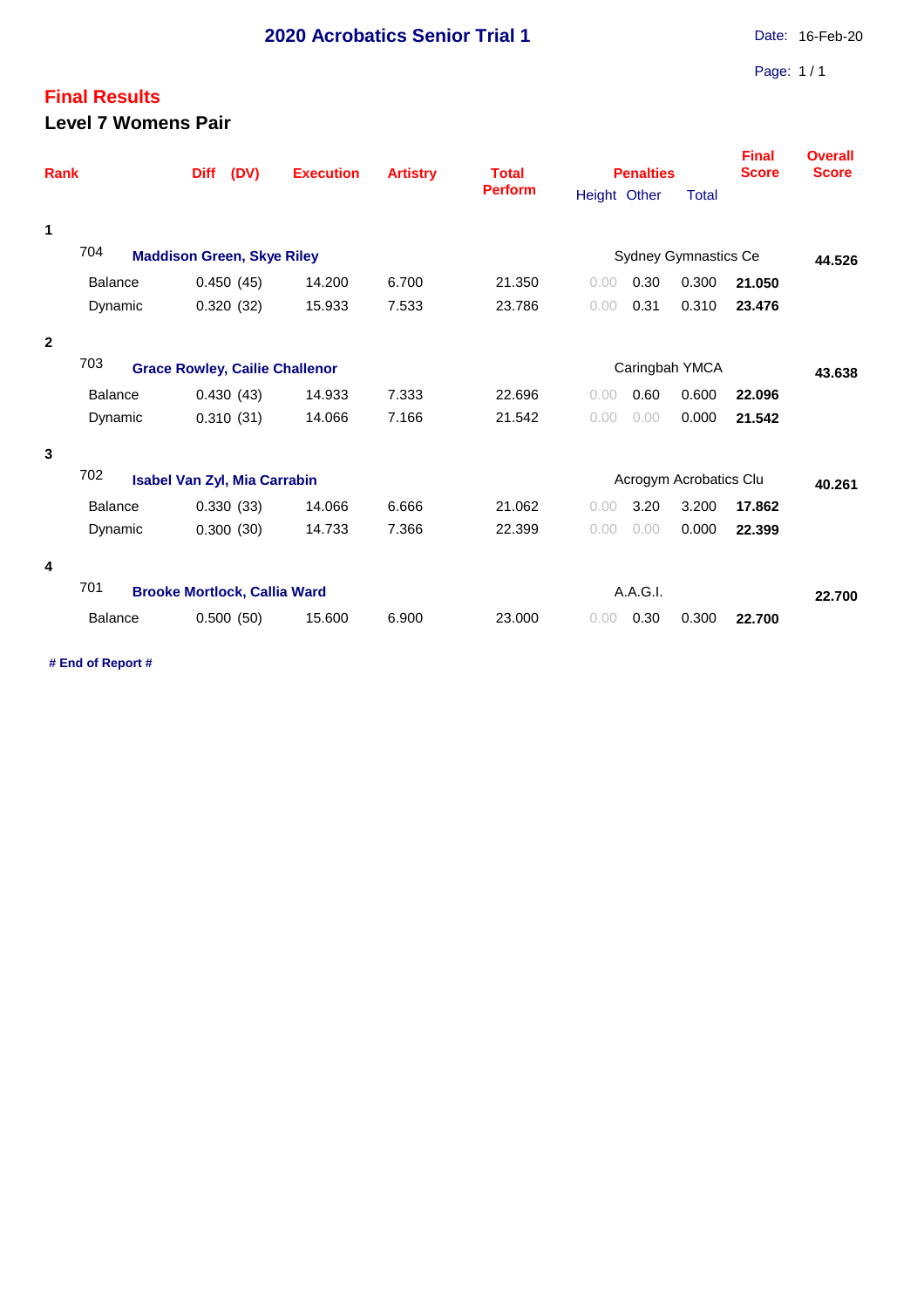# 2020 Acrobatics Senior Trial 1

Date: 16-Feb-20

## Final Results

### Level 7 Womens Pair

| Rank | | | Diff | (DV) | Execution | Artistry | Total Perform | Penalties Height | Other | Total | Final Score | Overall Score |
|---|---|---|---|---|---|---|---|---|---|---|---|---|
| 1 | | | | | | | | | | | | |
| | 704 | **Maddison Green, Skye Riley** | | | | | | Sydney Gymnastics Ce | | | | **44.526** |
| | | Balance | 0.450 | (45) | 14.200 | 6.700 | 21.350 | 0.00 | 0.30 | 0.300 | **21.050** | |
| | | Dynamic | 0.320 | (32) | 15.933 | 7.533 | 23.786 | 0.00 | 0.31 | 0.310 | **23.476** | |
| 2 | | | | | | | | | | | | |
| | 703 | **Grace Rowley, Cailie Challenor** | | | | | | Caringbah YMCA | | | | **43.638** |
| | | Balance | 0.430 | (43) | 14.933 | 7.333 | 22.696 | 0.00 | 0.60 | 0.600 | **22.096** | |
| | | Dynamic | 0.310 | (31) | 14.066 | 7.166 | 21.542 | 0.00 | 0.00 | 0.000 | **21.542** | |
| 3 | | | | | | | | | | | | |
| | 702 | **Isabel Van Zyl, Mia Carrabin** | | | | | | Acrogym Acrobatics Clu | | | | **40.261** |
| | | Balance | 0.330 | (33) | 14.066 | 6.666 | 21.062 | 0.00 | 3.20 | 3.200 | **17.862** | |
| | | Dynamic | 0.300 | (30) | 14.733 | 7.366 | 22.399 | 0.00 | 0.00 | 0.000 | **22.399** | |
| 4 | | | | | | | | | | | | |
| | 701 | **Brooke Mortlock, Callia Ward** | | | | | | A.A.G.I. | | | | **22.700** |
| | | Balance | 0.500 | (50) | 15.600 | 6.900 | 23.000 | 0.00 | 0.30 | 0.300 | **22.700** | |

**# End of Report #**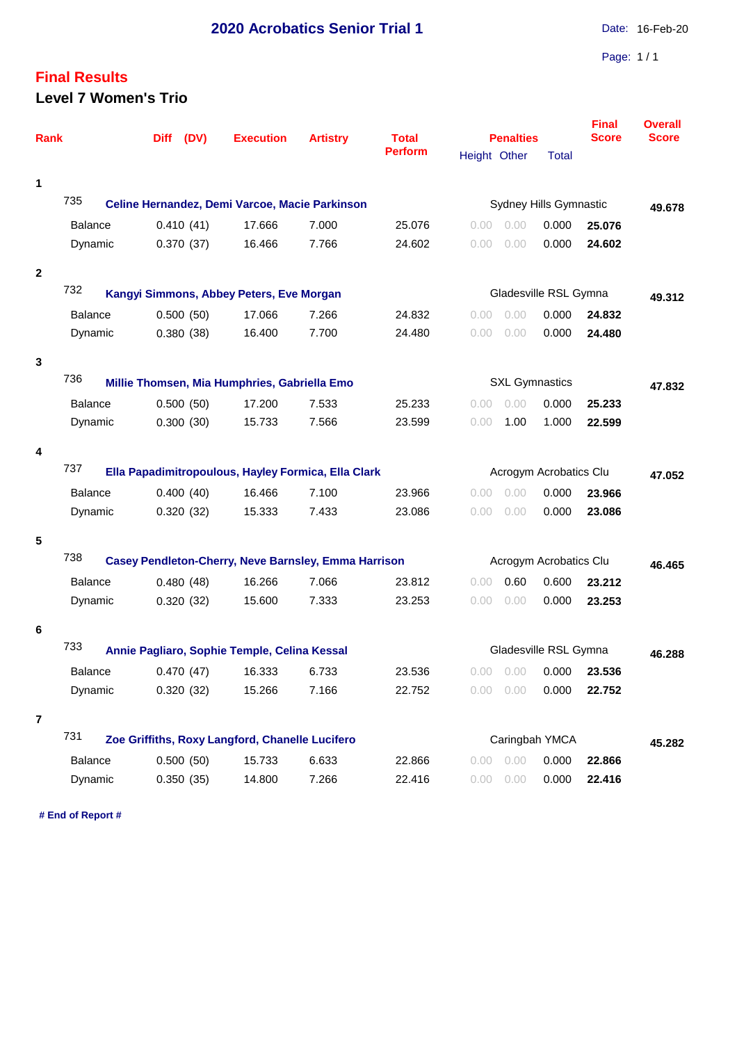# 2020 Acrobatics Senior Trial 1

Date: 16-Feb-20

## Final Results

### Level 7 Women's Trio

| Rank | | Diff (DV) | Execution | Artistry | Total Perform | Penalties Height | Penalties Other | Penalties Total | Final Score | Overall Score |
|---|---|---|---|---|---|---|---|---|---|---|
| 1 | 735 **Celine Hernandez, Demi Varcoe, Macie Parkinson** — Sydney Hills Gymnastic | | | | | | | | | **49.678** |
| | Balance | 0.410 (41) | 17.666 | 7.000 | 25.076 | 0.00 | 0.00 | 0.000 | **25.076** | |
| | Dynamic | 0.370 (37) | 16.466 | 7.766 | 24.602 | 0.00 | 0.00 | 0.000 | **24.602** | |
| 2 | 732 **Kangyi Simmons, Abbey Peters, Eve Morgan** — Gladesville RSL Gymna | | | | | | | | | **49.312** |
| | Balance | 0.500 (50) | 17.066 | 7.266 | 24.832 | 0.00 | 0.00 | 0.000 | **24.832** | |
| | Dynamic | 0.380 (38) | 16.400 | 7.700 | 24.480 | 0.00 | 0.00 | 0.000 | **24.480** | |
| 3 | 736 **Millie Thomsen, Mia Humphries, Gabriella Emo** — SXL Gymnastics | | | | | | | | | **47.832** |
| | Balance | 0.500 (50) | 17.200 | 7.533 | 25.233 | 0.00 | 0.00 | 0.000 | **25.233** | |
| | Dynamic | 0.300 (30) | 15.733 | 7.566 | 23.599 | 0.00 | 1.00 | 1.000 | **22.599** | |
| 4 | 737 **Ella Papadimitropoulous, Hayley Formica, Ella Clark** — Acrogym Acrobatics Clu | | | | | | | | | **47.052** |
| | Balance | 0.400 (40) | 16.466 | 7.100 | 23.966 | 0.00 | 0.00 | 0.000 | **23.966** | |
| | Dynamic | 0.320 (32) | 15.333 | 7.433 | 23.086 | 0.00 | 0.00 | 0.000 | **23.086** | |
| 5 | 738 **Casey Pendleton-Cherry, Neve Barnsley, Emma Harrison** — Acrogym Acrobatics Clu | | | | | | | | | **46.465** |
| | Balance | 0.480 (48) | 16.266 | 7.066 | 23.812 | 0.00 | 0.60 | 0.600 | **23.212** | |
| | Dynamic | 0.320 (32) | 15.600 | 7.333 | 23.253 | 0.00 | 0.00 | 0.000 | **23.253** | |
| 6 | 733 **Annie Pagliaro, Sophie Temple, Celina Kessal** — Gladesville RSL Gymna | | | | | | | | | **46.288** |
| | Balance | 0.470 (47) | 16.333 | 6.733 | 23.536 | 0.00 | 0.00 | 0.000 | **23.536** | |
| | Dynamic | 0.320 (32) | 15.266 | 7.166 | 22.752 | 0.00 | 0.00 | 0.000 | **22.752** | |
| 7 | 731 **Zoe Griffiths, Roxy Langford, Chanelle Lucifero** — Caringbah YMCA | | | | | | | | | **45.282** |
| | Balance | 0.500 (50) | 15.733 | 6.633 | 22.866 | 0.00 | 0.00 | 0.000 | **22.866** | |
| | Dynamic | 0.350 (35) | 14.800 | 7.266 | 22.416 | 0.00 | 0.00 | 0.000 | **22.416** | |

**# End of Report #**